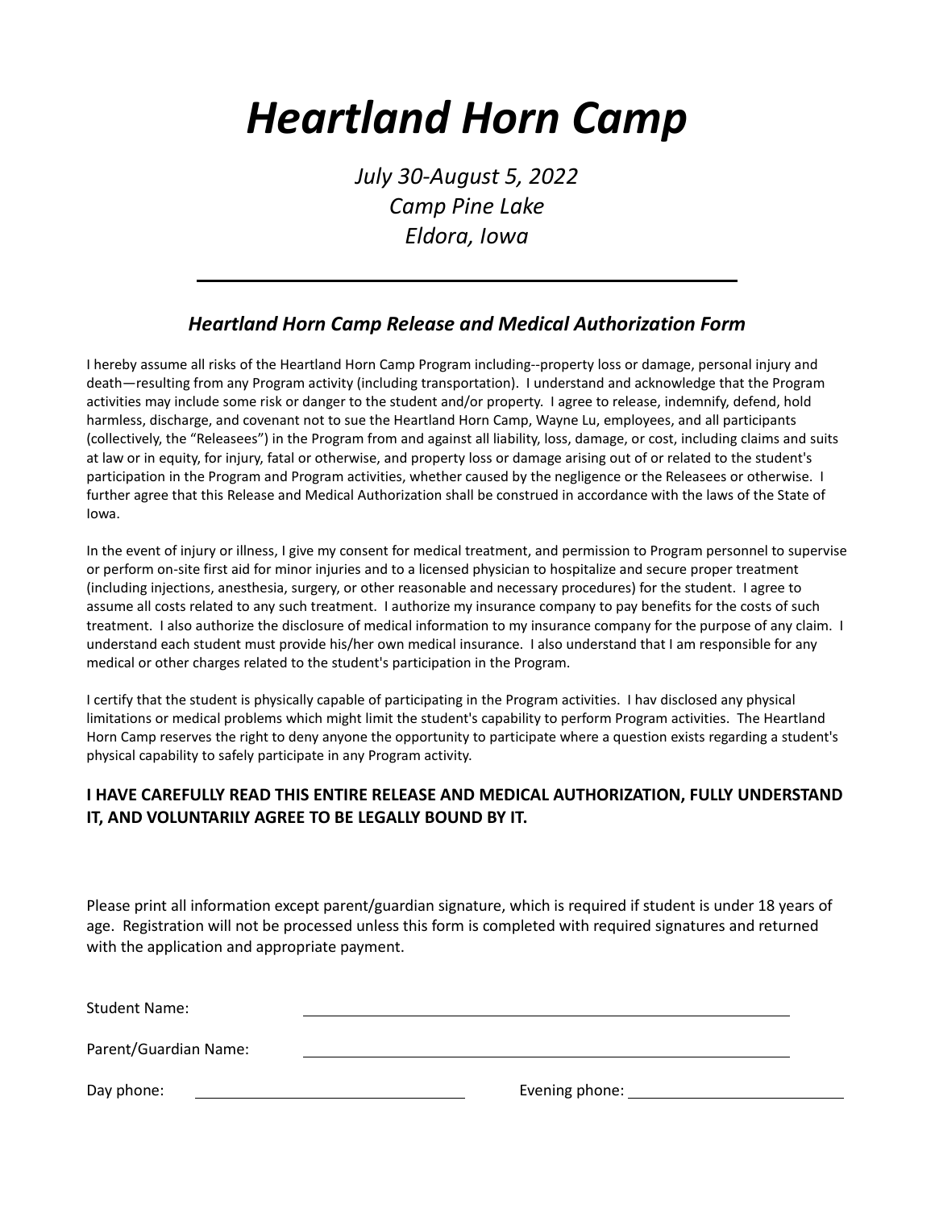# *Heartland Horn Camp*

*July 30-August 5, 2022*
*Camp Pine Lake*
*Eldora, Iowa*

---

## *Heartland Horn Camp Release and Medical Authorization Form*

I hereby assume all risks of the Heartland Horn Camp Program including--property loss or damage, personal injury and death—resulting from any Program activity (including transportation). I understand and acknowledge that the Program activities may include some risk or danger to the student and/or property. I agree to release, indemnify, defend, hold harmless, discharge, and covenant not to sue the Heartland Horn Camp, Wayne Lu, employees, and all participants (collectively, the "Releasees") in the Program from and against all liability, loss, damage, or cost, including claims and suits at law or in equity, for injury, fatal or otherwise, and property loss or damage arising out of or related to the student's participation in the Program and Program activities, whether caused by the negligence or the Releasees or otherwise. I further agree that this Release and Medical Authorization shall be construed in accordance with the laws of the State of Iowa.

In the event of injury or illness, I give my consent for medical treatment, and permission to Program personnel to supervise or perform on-site first aid for minor injuries and to a licensed physician to hospitalize and secure proper treatment (including injections, anesthesia, surgery, or other reasonable and necessary procedures) for the student. I agree to assume all costs related to any such treatment. I authorize my insurance company to pay benefits for the costs of such treatment. I also authorize the disclosure of medical information to my insurance company for the purpose of any claim. I understand each student must provide his/her own medical insurance. I also understand that I am responsible for any medical or other charges related to the student's participation in the Program.

I certify that the student is physically capable of participating in the Program activities. I hav disclosed any physical limitations or medical problems which might limit the student's capability to perform Program activities. The Heartland Horn Camp reserves the right to deny anyone the opportunity to participate where a question exists regarding a student's physical capability to safely participate in any Program activity.

**I HAVE CAREFULLY READ THIS ENTIRE RELEASE AND MEDICAL AUTHORIZATION, FULLY UNDERSTAND IT, AND VOLUNTARILY AGREE TO BE LEGALLY BOUND BY IT.**

Please print all information except parent/guardian signature, which is required if student is under 18 years of age. Registration will not be processed unless this form is completed with required signatures and returned with the application and appropriate payment.

Student Name: ______________________________

Parent/Guardian Name: ______________________________

Day phone: ____________________ Evening phone: ____________________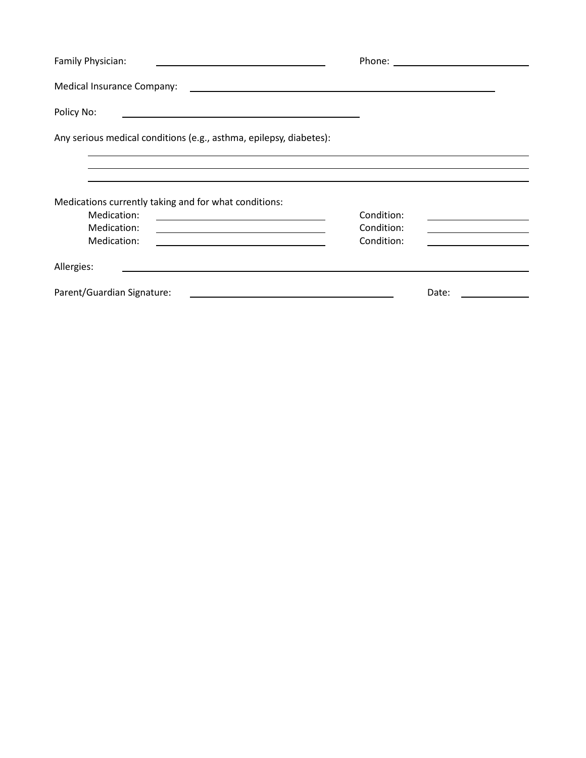Family Physician: \_\_\_\_\_\_\_\_\_\_\_\_\_\_\_\_\_\_\_\_\_\_\_\_\_\_\_\_\_\_ Phone: \_\_\_\_\_\_\_\_\_\_\_\_\_\_\_\_\_\_\_\_\_\_\_\_

Medical Insurance Company: \_\_\_\_\_\_\_\_\_\_\_\_\_\_\_\_\_\_\_\_\_\_\_\_\_\_\_\_\_\_\_\_\_\_\_\_\_\_\_\_\_\_\_\_\_\_\_\_\_\_\_\_

Policy No: \_\_\_\_\_\_\_\_\_\_\_\_\_\_\_\_\_\_\_\_\_\_\_\_\_\_\_\_\_\_\_\_\_\_\_\_\_\_\_\_\_\_

Any serious medical conditions (e.g., asthma, epilepsy, diabetes):

\_\_\_\_\_\_\_\_\_\_\_\_\_\_\_\_\_\_\_\_\_\_\_\_\_\_\_\_\_\_\_\_\_\_\_\_\_\_\_\_\_\_\_\_\_\_\_\_\_\_\_\_\_\_\_\_\_\_\_\_\_\_\_\_\_\_\_\_\_\_\_\_\_\_

\_\_\_\_\_\_\_\_\_\_\_\_\_\_\_\_\_\_\_\_\_\_\_\_\_\_\_\_\_\_\_\_\_\_\_\_\_\_\_\_\_\_\_\_\_\_\_\_\_\_\_\_\_\_\_\_\_\_\_\_\_\_\_\_\_\_\_\_\_\_\_\_\_\_

\_\_\_\_\_\_\_\_\_\_\_\_\_\_\_\_\_\_\_\_\_\_\_\_\_\_\_\_\_\_\_\_\_\_\_\_\_\_\_\_\_\_\_\_\_\_\_\_\_\_\_\_\_\_\_\_\_\_\_\_\_\_\_\_\_\_\_\_\_\_\_\_\_\_

Medications currently taking and for what conditions:

Medication: \_\_\_\_\_\_\_\_\_\_\_\_\_\_\_\_\_\_\_\_\_\_\_\_\_\_\_\_\_\_ Condition: \_\_\_\_\_\_\_\_\_\_\_\_\_\_\_\_\_\_

Medication: \_\_\_\_\_\_\_\_\_\_\_\_\_\_\_\_\_\_\_\_\_\_\_\_\_\_\_\_\_\_ Condition: \_\_\_\_\_\_\_\_\_\_\_\_\_\_\_\_\_\_

Medication: \_\_\_\_\_\_\_\_\_\_\_\_\_\_\_\_\_\_\_\_\_\_\_\_\_\_\_\_\_\_ Condition: \_\_\_\_\_\_\_\_\_\_\_\_\_\_\_\_\_\_

Allergies: \_\_\_\_\_\_\_\_\_\_\_\_\_\_\_\_\_\_\_\_\_\_\_\_\_\_\_\_\_\_\_\_\_\_\_\_\_\_\_\_\_\_\_\_\_\_\_\_\_\_\_\_\_\_\_\_\_\_\_\_\_\_\_\_\_\_\_\_

Parent/Guardian Signature: \_\_\_\_\_\_\_\_\_\_\_\_\_\_\_\_\_\_\_\_\_\_\_\_\_\_\_\_\_\_\_\_\_\_\_\_ Date: \_\_\_\_\_\_\_\_\_\_\_\_